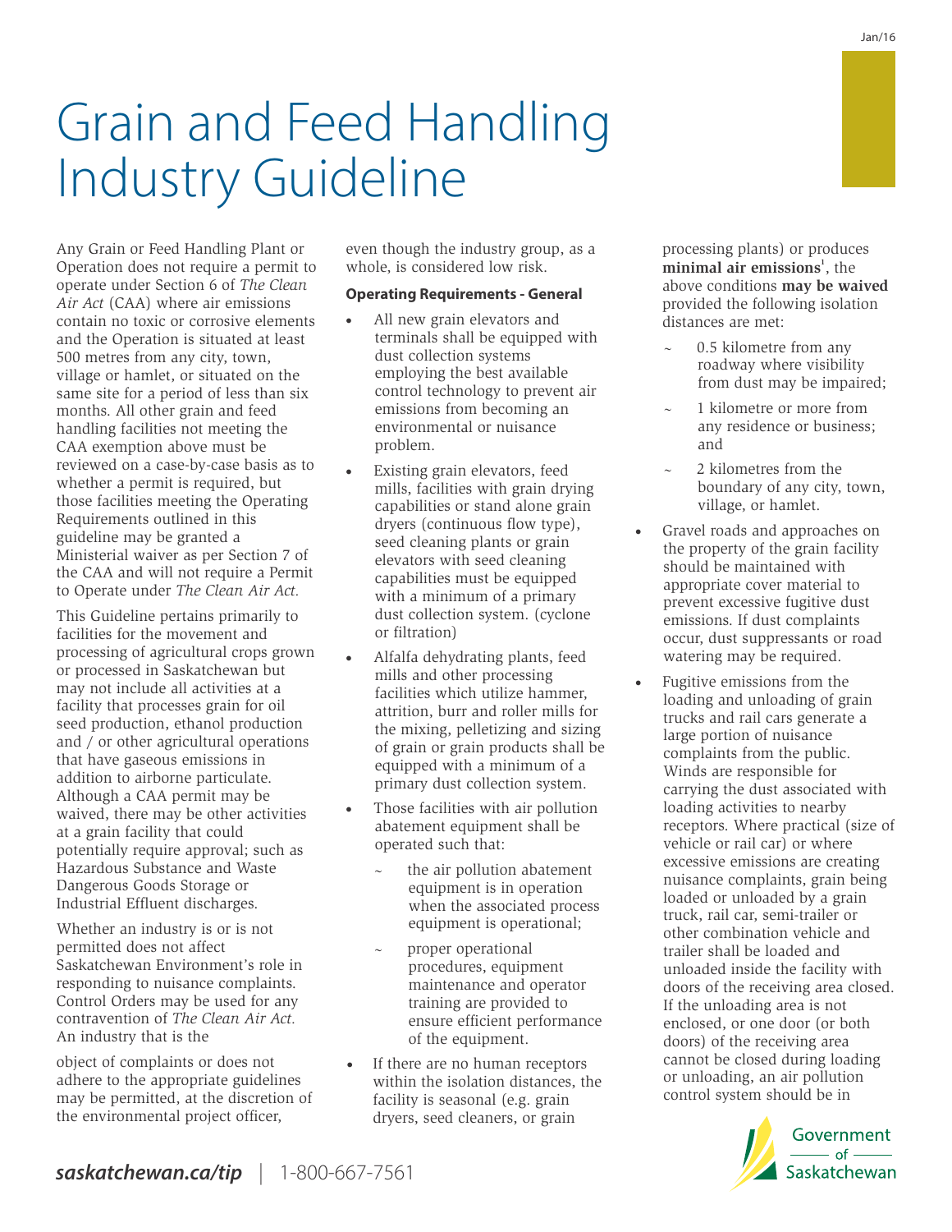# Grain and Feed Handling Industry Guideline

Any Grain or Feed Handling Plant or Operation does not require a permit to operate under Section 6 of *The Clean Air Act* (CAA) where air emissions contain no toxic or corrosive elements and the Operation is situated at least 500 metres from any city, town, village or hamlet, or situated on the same site for a period of less than six months. All other grain and feed handling facilities not meeting the CAA exemption above must be reviewed on a case-by-case basis as to whether a permit is required, but those facilities meeting the Operating Requirements outlined in this guideline may be granted a Ministerial waiver as per Section 7 of the CAA and will not require a Permit to Operate under *The Clean Air Act*.

This Guideline pertains primarily to facilities for the movement and processing of agricultural crops grown or processed in Saskatchewan but may not include all activities at a facility that processes grain for oil seed production, ethanol production and / or other agricultural operations that have gaseous emissions in addition to airborne particulate. Although a CAA permit may be waived, there may be other activities at a grain facility that could potentially require approval; such as Hazardous Substance and Waste Dangerous Goods Storage or Industrial Effluent discharges.

Whether an industry is or is not permitted does not affect Saskatchewan Environment's role in responding to nuisance complaints. Control Orders may be used for any contravention of *The Clean Air Act*. An industry that is the object of complaints or does not adhere to the appropriate guidelines may be permitted, at the discretion of the environmental project officer, even though the industry group, as a whole, is considered low risk.

### Operating Requirements - General

- All new grain elevators and terminals shall be equipped with dust collection systems employing the best available control technology to prevent air emissions from becoming an environmental or nuisance problem.
- Existing grain elevators, feed mills, facilities with grain drying capabilities or stand alone grain dryers (continuous flow type), seed cleaning plants or grain elevators with seed cleaning capabilities must be equipped with a minimum of a primary dust collection system. (cyclone or filtration)
- Alfalfa dehydrating plants, feed mills and other processing facilities which utilize hammer, attrition, burr and roller mills for the mixing, pelletizing and sizing of grain or grain products shall be equipped with a minimum of a primary dust collection system.
- Those facilities with air pollution abatement equipment shall be operated such that:
  - the air pollution abatement equipment is in operation when the associated process equipment is operational;
  - proper operational procedures, equipment maintenance and operator training are provided to ensure efficient performance of the equipment.
- If there are no human receptors within the isolation distances, the facility is seasonal (e.g. grain dryers, seed cleaners, or grain processing plants) or produces **minimal air emissions**[1], the above conditions **may be waived** provided the following isolation distances are met:
  - 0.5 kilometre from any roadway where visibility from dust may be impaired;
  - 1 kilometre or more from any residence or business; and
  - 2 kilometres from the boundary of any city, town, village, or hamlet.
- Gravel roads and approaches on the property of the grain facility should be maintained with appropriate cover material to prevent excessive fugitive dust emissions. If dust complaints occur, dust suppressants or road watering may be required.
- Fugitive emissions from the loading and unloading of grain trucks and rail cars generate a large portion of nuisance complaints from the public. Winds are responsible for carrying the dust associated with loading activities to nearby receptors. Where practical (size of vehicle or rail car) or where excessive emissions are creating nuisance complaints, grain being loaded or unloaded by a grain truck, rail car, semi-trailer or other combination vehicle and trailer shall be loaded and unloaded inside the facility with doors of the receiving area closed. If the unloading area is not enclosed, or one door (or both doors) of the receiving area cannot be closed during loading or unloading, an air pollution control system should be in

**saskatchewan.ca/tip** | 1-800-667-7561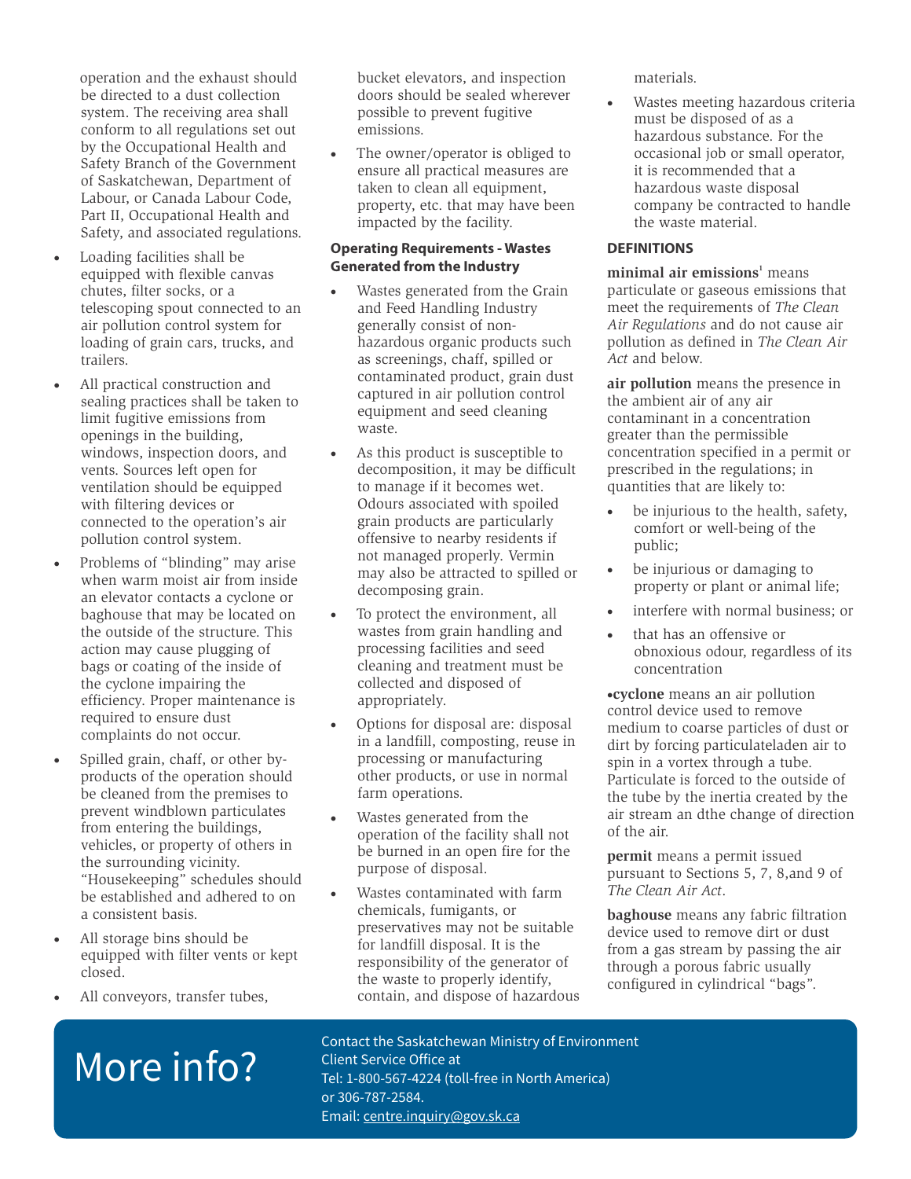operation and the exhaust should be directed to a dust collection system. The receiving area shall conform to all regulations set out by the Occupational Health and Safety Branch of the Government of Saskatchewan, Department of Labour, or Canada Labour Code, Part II, Occupational Health and Safety, and associated regulations.

- Loading facilities shall be equipped with flexible canvas chutes, filter socks, or a telescoping spout connected to an air pollution control system for loading of grain cars, trucks, and trailers.
- All practical construction and sealing practices shall be taken to limit fugitive emissions from openings in the building, windows, inspection doors, and vents. Sources left open for ventilation should be equipped with filtering devices or connected to the operation's air pollution control system.
- Problems of "blinding" may arise when warm moist air from inside an elevator contacts a cyclone or baghouse that may be located on the outside of the structure. This action may cause plugging of bags or coating of the inside of the cyclone impairing the efficiency. Proper maintenance is required to ensure dust complaints do not occur.
- Spilled grain, chaff, or other by-products of the operation should be cleaned from the premises to prevent windblown particulates from entering the buildings, vehicles, or property of others in the surrounding vicinity. "Housekeeping" schedules should be established and adhered to on a consistent basis.
- All storage bins should be equipped with filter vents or kept closed.
- All conveyors, transfer tubes, bucket elevators, and inspection doors should be sealed wherever possible to prevent fugitive emissions.
- The owner/operator is obliged to ensure all practical measures are taken to clean all equipment, property, etc. that may have been impacted by the facility.

### Operating Requirements - Wastes Generated from the Industry

- Wastes generated from the Grain and Feed Handling Industry generally consist of non-hazardous organic products such as screenings, chaff, spilled or contaminated product, grain dust captured in air pollution control equipment and seed cleaning waste.
- As this product is susceptible to decomposition, it may be difficult to manage if it becomes wet. Odours associated with spoiled grain products are particularly offensive to nearby residents if not managed properly. Vermin may also be attracted to spilled or decomposing grain.
- To protect the environment, all wastes from grain handling and processing facilities and seed cleaning and treatment must be collected and disposed of appropriately.
- Options for disposal are: disposal in a landfill, composting, reuse in processing or manufacturing other products, or use in normal farm operations.
- Wastes generated from the operation of the facility shall not be burned in an open fire for the purpose of disposal.
- Wastes contaminated with farm chemicals, fumigants, or preservatives may not be suitable for landfill disposal. It is the responsibility of the generator of the waste to properly identify, contain, and dispose of hazardous materials.
- Wastes meeting hazardous criteria must be disposed of as a hazardous substance. For the occasional job or small operator, it is recommended that a hazardous waste disposal company be contracted to handle the waste material.

### DEFINITIONS

**minimal air emissions**[1] means particulate or gaseous emissions that meet the requirements of *The Clean Air Regulations* and do not cause air pollution as defined in *The Clean Air Act* and below.

**air pollution** means the presence in the ambient air of any air contaminant in a concentration greater than the permissible concentration specified in a permit or prescribed in the regulations; in quantities that are likely to:

- be injurious to the health, safety, comfort or well-being of the public;
- be injurious or damaging to property or plant or animal life;
- interfere with normal business; or
- that has an offensive or obnoxious odour, regardless of its concentration

•**cyclone** means an air pollution control device used to remove medium to coarse particles of dust or dirt by forcing particulateladen air to spin in a vortex through a tube. Particulate is forced to the outside of the tube by the inertia created by the air stream an dthe change of direction of the air.

**permit** means a permit issued pursuant to Sections 5, 7, 8,and 9 of *The Clean Air Act*.

**baghouse** means any fabric filtration device used to remove dirt or dust from a gas stream by passing the air through a porous fabric usually configured in cylindrical "bags".

## More info?

Contact the Saskatchewan Ministry of Environment Client Service Office at
Tel: 1-800-567-4224 (toll-free in North America) or 306-787-2584.
Email: centre.inquiry@gov.sk.ca